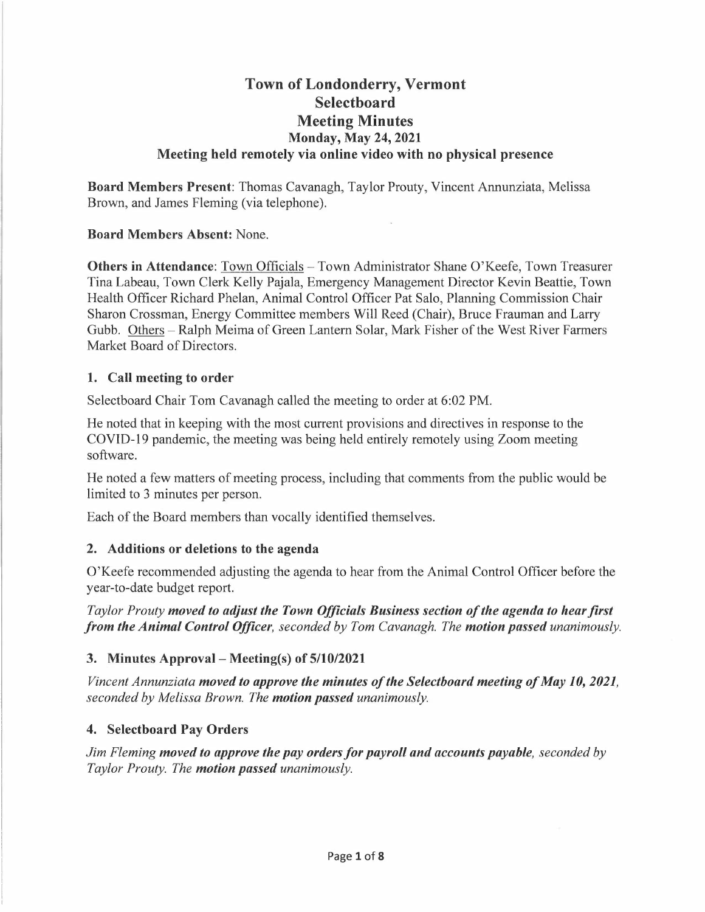# Town of Londonderry, Vermont
# Selectboard
# Meeting Minutes
## Monday, May 24, 2021
## Meeting held remotely via online video with no physical presence

**Board Members Present**: Thomas Cavanagh, Taylor Prouty, Vincent Annunziata, Melissa Brown, and James Fleming (via telephone).

**Board Members Absent:** None.

**Others in Attendance**: Town Officials – Town Administrator Shane O'Keefe, Town Treasurer Tina Labeau, Town Clerk Kelly Pajala, Emergency Management Director Kevin Beattie, Town Health Officer Richard Phelan, Animal Control Officer Pat Salo, Planning Commission Chair Sharon Crossman, Energy Committee members Will Reed (Chair), Bruce Frauman and Larry Gubb. Others – Ralph Meima of Green Lantern Solar, Mark Fisher of the West River Farmers Market Board of Directors.

### 1. Call meeting to order

Selectboard Chair Tom Cavanagh called the meeting to order at 6:02 PM.

He noted that in keeping with the most current provisions and directives in response to the COVID-19 pandemic, the meeting was being held entirely remotely using Zoom meeting software.

He noted a few matters of meeting process, including that comments from the public would be limited to 3 minutes per person.

Each of the Board members than vocally identified themselves.

### 2. Additions or deletions to the agenda

O'Keefe recommended adjusting the agenda to hear from the Animal Control Officer before the year-to-date budget report.

*Taylor Prouty **moved to adjust the Town Officials Business section of the agenda to hear first from the Animal Control Officer**, seconded by Tom Cavanagh. The **motion passed** unanimously.*

### 3. Minutes Approval – Meeting(s) of 5/10/2021

*Vincent Annunziata **moved to approve the minutes of the Selectboard meeting of May 10, 2021**, seconded by Melissa Brown. The **motion passed** unanimously.*

### 4. Selectboard Pay Orders

*Jim Fleming **moved to approve the pay orders for payroll and accounts payable**, seconded by Taylor Prouty. The **motion passed** unanimously.*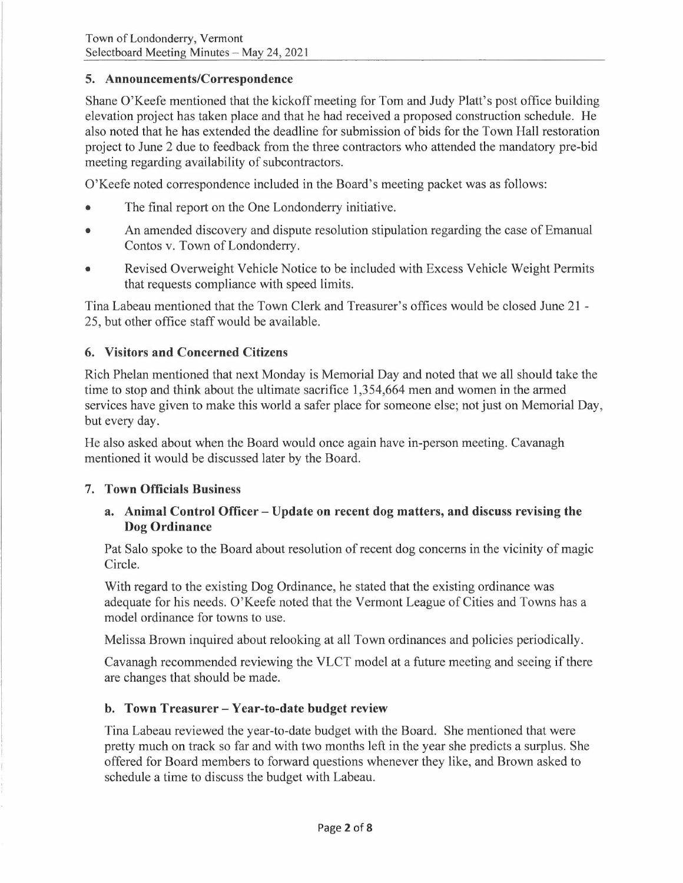## 5. Announcements/Correspondence

Shane O'Keefe mentioned that the kickoff meeting for Tom and Judy Platt's post office building elevation project has taken place and that he had received a proposed construction schedule. He also noted that he has extended the deadline for submission of bids for the Town Hall restoration project to June 2 due to feedback from the three contractors who attended the mandatory pre-bid meeting regarding availability of subcontractors.

O'Keefe noted correspondence included in the Board's meeting packet was as follows:

- The final report on the One Londonderry initiative.
- An amended discovery and dispute resolution stipulation regarding the case of Emanual Contos v. Town of Londonderry.
- Revised Overweight Vehicle Notice to be included with Excess Vehicle Weight Permits that requests compliance with speed limits.

Tina Labeau mentioned that the Town Clerk and Treasurer's offices would be closed June 21 - 25, but other office staff would be available.

## 6. Visitors and Concerned Citizens

Rich Phelan mentioned that next Monday is Memorial Day and noted that we all should take the time to stop and think about the ultimate sacrifice 1,354,664 men and women in the armed services have given to make this world a safer place for someone else; not just on Memorial Day, but every day.

He also asked about when the Board would once again have in-person meeting. Cavanagh mentioned it would be discussed later by the Board.

## 7. Town Officials Business

### a. Animal Control Officer – Update on recent dog matters, and discuss revising the Dog Ordinance

Pat Salo spoke to the Board about resolution of recent dog concerns in the vicinity of magic Circle.

With regard to the existing Dog Ordinance, he stated that the existing ordinance was adequate for his needs. O'Keefe noted that the Vermont League of Cities and Towns has a model ordinance for towns to use.

Melissa Brown inquired about relooking at all Town ordinances and policies periodically.

Cavanagh recommended reviewing the VLCT model at a future meeting and seeing if there are changes that should be made.

### b. Town Treasurer – Year-to-date budget review

Tina Labeau reviewed the year-to-date budget with the Board. She mentioned that were pretty much on track so far and with two months left in the year she predicts a surplus. She offered for Board members to forward questions whenever they like, and Brown asked to schedule a time to discuss the budget with Labeau.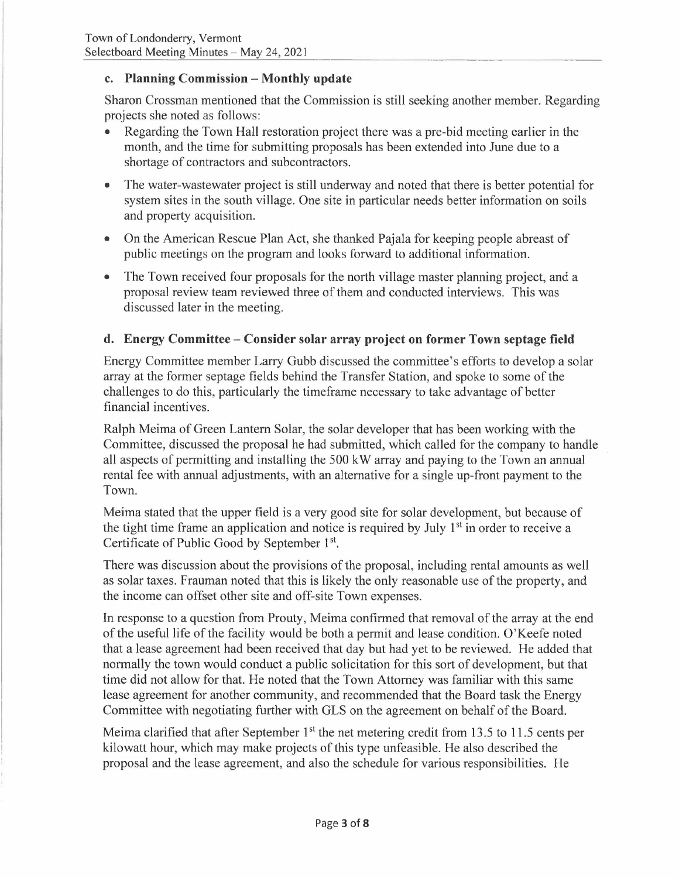### c. Planning Commission – Monthly update

Sharon Crossman mentioned that the Commission is still seeking another member. Regarding projects she noted as follows:

- Regarding the Town Hall restoration project there was a pre-bid meeting earlier in the month, and the time for submitting proposals has been extended into June due to a shortage of contractors and subcontractors.
- The water-wastewater project is still underway and noted that there is better potential for system sites in the south village. One site in particular needs better information on soils and property acquisition.
- On the American Rescue Plan Act, she thanked Pajala for keeping people abreast of public meetings on the program and looks forward to additional information.
- The Town received four proposals for the north village master planning project, and a proposal review team reviewed three of them and conducted interviews. This was discussed later in the meeting.

### d. Energy Committee – Consider solar array project on former Town septage field

Energy Committee member Larry Gubb discussed the committee's efforts to develop a solar array at the former septage fields behind the Transfer Station, and spoke to some of the challenges to do this, particularly the timeframe necessary to take advantage of better financial incentives.

Ralph Meima of Green Lantern Solar, the solar developer that has been working with the Committee, discussed the proposal he had submitted, which called for the company to handle all aspects of permitting and installing the 500 kW array and paying to the Town an annual rental fee with annual adjustments, with an alternative for a single up-front payment to the Town.

Meima stated that the upper field is a very good site for solar development, but because of the tight time frame an application and notice is required by July 1st in order to receive a Certificate of Public Good by September 1st.

There was discussion about the provisions of the proposal, including rental amounts as well as solar taxes. Frauman noted that this is likely the only reasonable use of the property, and the income can offset other site and off-site Town expenses.

In response to a question from Prouty, Meima confirmed that removal of the array at the end of the useful life of the facility would be both a permit and lease condition. O'Keefe noted that a lease agreement had been received that day but had yet to be reviewed. He added that normally the town would conduct a public solicitation for this sort of development, but that time did not allow for that. He noted that the Town Attorney was familiar with this same lease agreement for another community, and recommended that the Board task the Energy Committee with negotiating further with GLS on the agreement on behalf of the Board.

Meima clarified that after September 1st the net metering credit from 13.5 to 11.5 cents per kilowatt hour, which may make projects of this type unfeasible. He also described the proposal and the lease agreement, and also the schedule for various responsibilities. He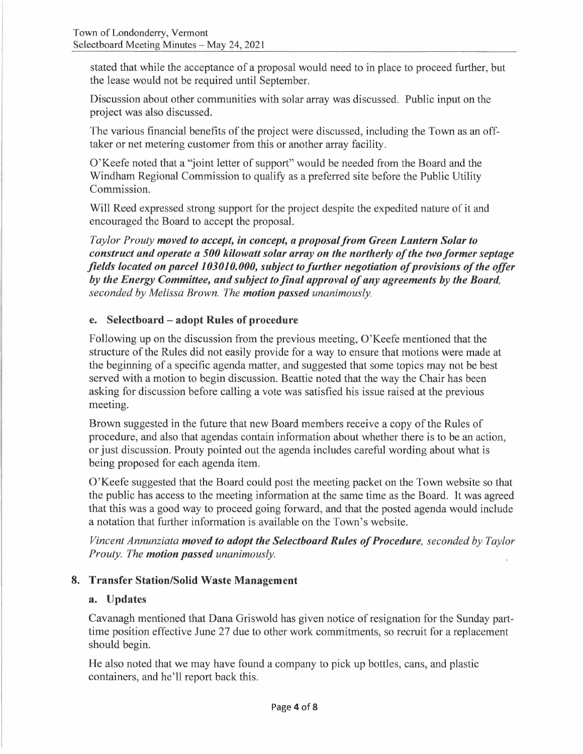stated that while the acceptance of a proposal would need to in place to proceed further, but the lease would not be required until September.

Discussion about other communities with solar array was discussed. Public input on the project was also discussed.

The various financial benefits of the project were discussed, including the Town as an off-taker or net metering customer from this or another array facility.

O'Keefe noted that a "joint letter of support" would be needed from the Board and the Windham Regional Commission to qualify as a preferred site before the Public Utility Commission.

Will Reed expressed strong support for the project despite the expedited nature of it and encouraged the Board to accept the proposal.

*Taylor Prouty* ***moved to accept, in concept, a proposal from Green Lantern Solar to construct and operate a 500 kilowatt solar array on the northerly of the two former septage fields located on parcel 103010.000, subject to further negotiation of provisions of the offer by the Energy Committee, and subject to final approval of any agreements by the Board,*** *seconded by Melissa Brown. The* ***motion passed*** *unanimously.*

### e. Selectboard – adopt Rules of procedure

Following up on the discussion from the previous meeting, O'Keefe mentioned that the structure of the Rules did not easily provide for a way to ensure that motions were made at the beginning of a specific agenda matter, and suggested that some topics may not be best served with a motion to begin discussion. Beattie noted that the way the Chair has been asking for discussion before calling a vote was satisfied his issue raised at the previous meeting.

Brown suggested in the future that new Board members receive a copy of the Rules of procedure, and also that agendas contain information about whether there is to be an action, or just discussion. Prouty pointed out the agenda includes careful wording about what is being proposed for each agenda item.

O'Keefe suggested that the Board could post the meeting packet on the Town website so that the public has access to the meeting information at the same time as the Board. It was agreed that this was a good way to proceed going forward, and that the posted agenda would include a notation that further information is available on the Town's website.

*Vincent Annunziata* ***moved to adopt the Selectboard Rules of Procedure,*** *seconded by Taylor Prouty. The* ***motion passed*** *unanimously.*

## 8. Transfer Station/Solid Waste Management

### a. Updates

Cavanagh mentioned that Dana Griswold has given notice of resignation for the Sunday part-time position effective June 27 due to other work commitments, so recruit for a replacement should begin.

He also noted that we may have found a company to pick up bottles, cans, and plastic containers, and he'll report back this.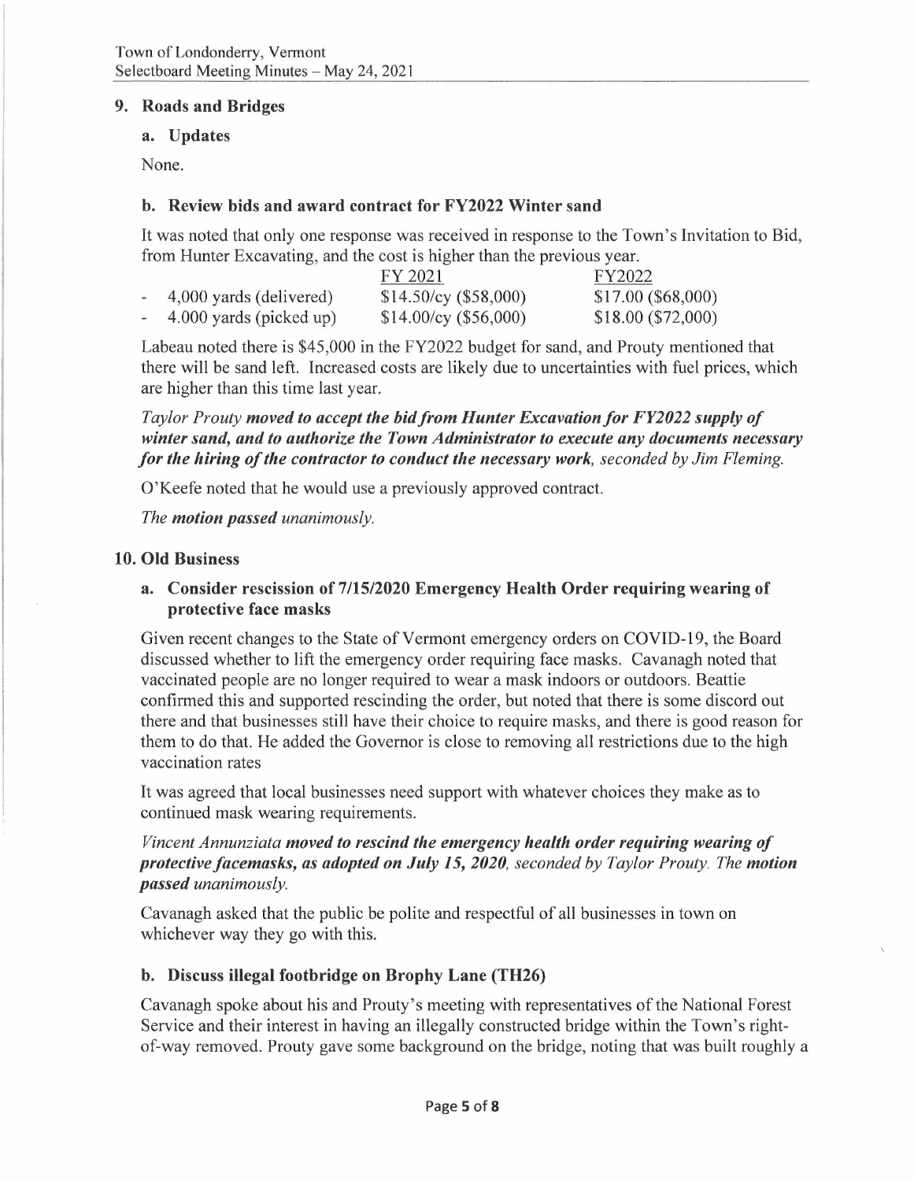## 9. Roads and Bridges

### a. Updates

None.

### b. Review bids and award contract for FY2022 Winter sand

It was noted that only one response was received in response to the Town's Invitation to Bid, from Hunter Excavating, and the cost is higher than the previous year.

| | FY 2021 | FY2022 |
|---|---|---|
| - 4,000 yards (delivered) | $14.50/cy ($58,000) | $17.00 ($68,000) |
| - 4.000 yards (picked up) | $14.00/cy ($56,000) | $18.00 ($72,000) |

Labeau noted there is $45,000 in the FY2022 budget for sand, and Prouty mentioned that there will be sand left. Increased costs are likely due to uncertainties with fuel prices, which are higher than this time last year.

*Taylor Prouty* ***moved to accept the bid from Hunter Excavation for FY2022 supply of winter sand, and to authorize the Town Administrator to execute any documents necessary for the hiring of the contractor to conduct the necessary work****, seconded by Jim Fleming.*

O'Keefe noted that he would use a previously approved contract.

*The* ***motion passed*** *unanimously.*

## 10. Old Business

### a. Consider rescission of 7/15/2020 Emergency Health Order requiring wearing of protective face masks

Given recent changes to the State of Vermont emergency orders on COVID-19, the Board discussed whether to lift the emergency order requiring face masks. Cavanagh noted that vaccinated people are no longer required to wear a mask indoors or outdoors. Beattie confirmed this and supported rescinding the order, but noted that there is some discord out there and that businesses still have their choice to require masks, and there is good reason for them to do that. He added the Governor is close to removing all restrictions due to the high vaccination rates

It was agreed that local businesses need support with whatever choices they make as to continued mask wearing requirements.

*Vincent Annunziata* ***moved to rescind the emergency health order requiring wearing of protective facemasks, as adopted on July 15, 2020****, seconded by Taylor Prouty. The* ***motion passed*** *unanimously.*

Cavanagh asked that the public be polite and respectful of all businesses in town on whichever way they go with this.

### b. Discuss illegal footbridge on Brophy Lane (TH26)

Cavanagh spoke about his and Prouty's meeting with representatives of the National Forest Service and their interest in having an illegally constructed bridge within the Town's right-of-way removed. Prouty gave some background on the bridge, noting that was built roughly a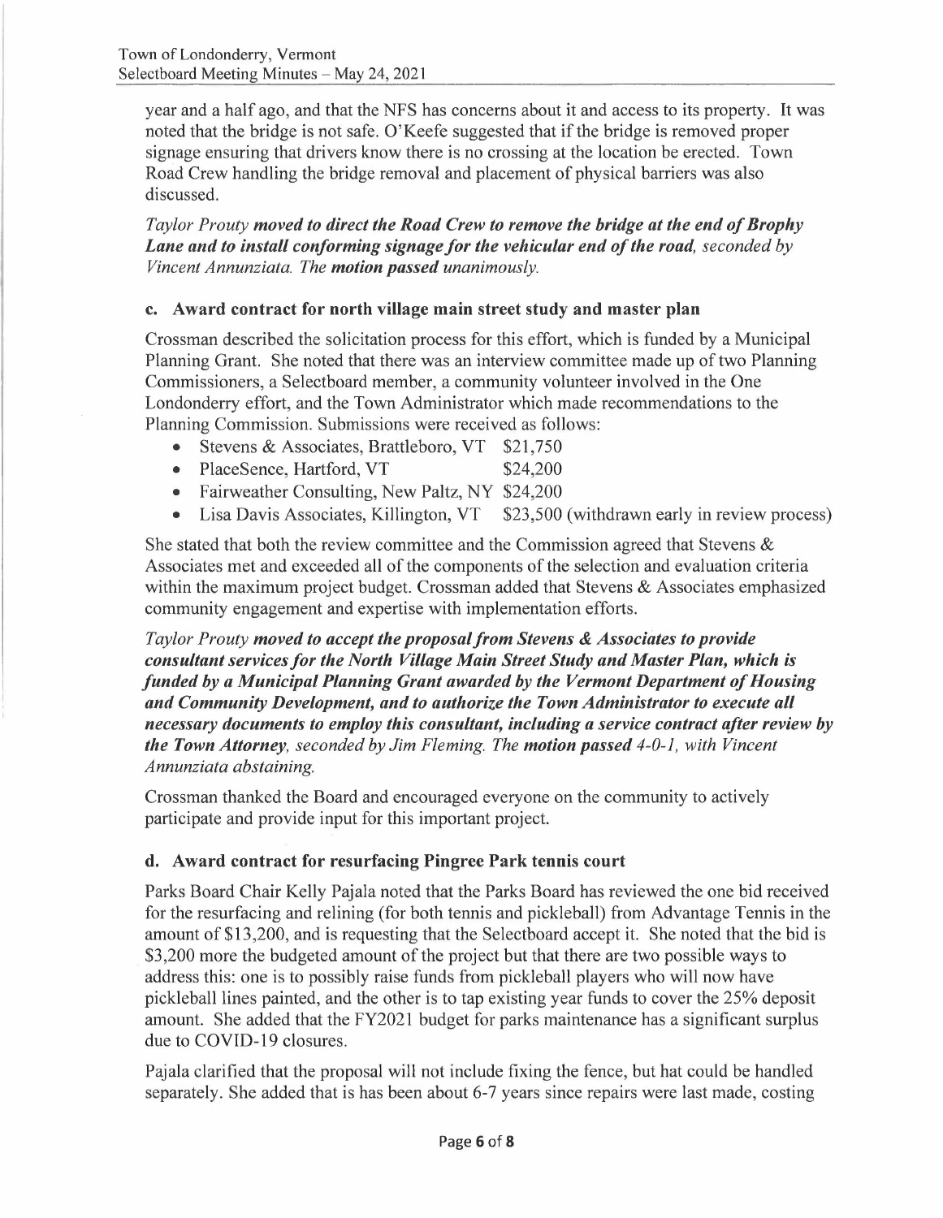year and a half ago, and that the NFS has concerns about it and access to its property. It was noted that the bridge is not safe. O'Keefe suggested that if the bridge is removed proper signage ensuring that drivers know there is no crossing at the location be erected. Town Road Crew handling the bridge removal and placement of physical barriers was also discussed.

*Taylor Prouty* ***moved to direct the Road Crew to remove the bridge at the end of Brophy Lane and to install conforming signage for the vehicular end of the road****, seconded by Vincent Annunziata. The* ***motion passed*** *unanimously.*

### c. Award contract for north village main street study and master plan

Crossman described the solicitation process for this effort, which is funded by a Municipal Planning Grant. She noted that there was an interview committee made up of two Planning Commissioners, a Selectboard member, a community volunteer involved in the One Londonderry effort, and the Town Administrator which made recommendations to the Planning Commission. Submissions were received as follows:

- Stevens & Associates, Brattleboro, VT $21,750
- PlaceSence, Hartford, VT $24,200
- Fairweather Consulting, New Paltz, NY $24,200
- Lisa Davis Associates, Killington, VT $23,500 (withdrawn early in review process)

She stated that both the review committee and the Commission agreed that Stevens & Associates met and exceeded all of the components of the selection and evaluation criteria within the maximum project budget. Crossman added that Stevens & Associates emphasized community engagement and expertise with implementation efforts.

*Taylor Prouty* ***moved to accept the proposal from Stevens & Associates to provide consultant services for the North Village Main Street Study and Master Plan, which is funded by a Municipal Planning Grant awarded by the Vermont Department of Housing and Community Development, and to authorize the Town Administrator to execute all necessary documents to employ this consultant, including a service contract after review by the Town Attorney****, seconded by Jim Fleming. The* ***motion passed*** *4-0-1, with Vincent Annunziata abstaining.*

Crossman thanked the Board and encouraged everyone on the community to actively participate and provide input for this important project.

### d. Award contract for resurfacing Pingree Park tennis court

Parks Board Chair Kelly Pajala noted that the Parks Board has reviewed the one bid received for the resurfacing and relining (for both tennis and pickleball) from Advantage Tennis in the amount of $13,200, and is requesting that the Selectboard accept it. She noted that the bid is $3,200 more the budgeted amount of the project but that there are two possible ways to address this: one is to possibly raise funds from pickleball players who will now have pickleball lines painted, and the other is to tap existing year funds to cover the 25% deposit amount. She added that the FY2021 budget for parks maintenance has a significant surplus due to COVID-19 closures.

Pajala clarified that the proposal will not include fixing the fence, but hat could be handled separately. She added that is has been about 6-7 years since repairs were last made, costing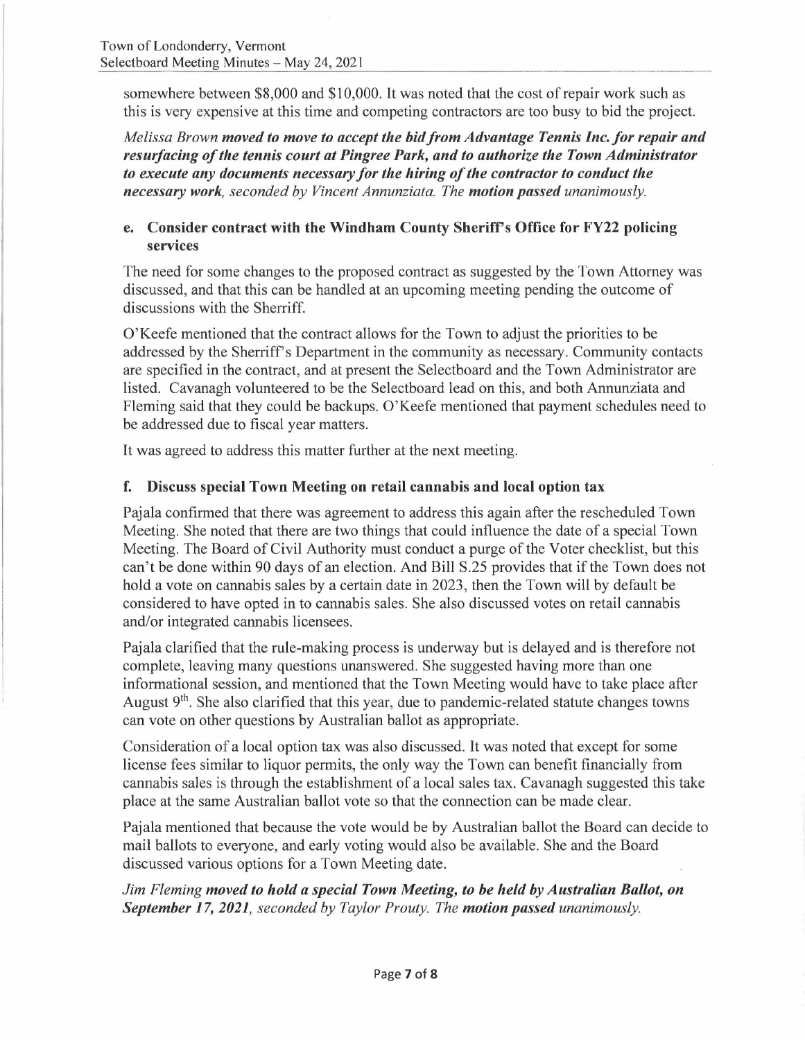somewhere between $8,000 and $10,000. It was noted that the cost of repair work such as this is very expensive at this time and competing contractors are too busy to bid the project.

*Melissa Brown* ***moved to move to accept the bid from Advantage Tennis Inc. for repair and resurfacing of the tennis court at Pingree Park, and to authorize the Town Administrator to execute any documents necessary for the hiring of the contractor to conduct the necessary work****, seconded by Vincent Annunziata. The* ***motion passed*** *unanimously.*

### e. Consider contract with the Windham County Sheriff's Office for FY22 policing services

The need for some changes to the proposed contract as suggested by the Town Attorney was discussed, and that this can be handled at an upcoming meeting pending the outcome of discussions with the Sherriff.

O'Keefe mentioned that the contract allows for the Town to adjust the priorities to be addressed by the Sherriff's Department in the community as necessary. Community contacts are specified in the contract, and at present the Selectboard and the Town Administrator are listed. Cavanagh volunteered to be the Selectboard lead on this, and both Annunziata and Fleming said that they could be backups. O'Keefe mentioned that payment schedules need to be addressed due to fiscal year matters.

It was agreed to address this matter further at the next meeting.

### f. Discuss special Town Meeting on retail cannabis and local option tax

Pajala confirmed that there was agreement to address this again after the rescheduled Town Meeting. She noted that there are two things that could influence the date of a special Town Meeting. The Board of Civil Authority must conduct a purge of the Voter checklist, but this can't be done within 90 days of an election. And Bill S.25 provides that if the Town does not hold a vote on cannabis sales by a certain date in 2023, then the Town will by default be considered to have opted in to cannabis sales. She also discussed votes on retail cannabis and/or integrated cannabis licensees.

Pajala clarified that the rule-making process is underway but is delayed and is therefore not complete, leaving many questions unanswered. She suggested having more than one informational session, and mentioned that the Town Meeting would have to take place after August 9th. She also clarified that this year, due to pandemic-related statute changes towns can vote on other questions by Australian ballot as appropriate.

Consideration of a local option tax was also discussed. It was noted that except for some license fees similar to liquor permits, the only way the Town can benefit financially from cannabis sales is through the establishment of a local sales tax. Cavanagh suggested this take place at the same Australian ballot vote so that the connection can be made clear.

Pajala mentioned that because the vote would be by Australian ballot the Board can decide to mail ballots to everyone, and early voting would also be available. She and the Board discussed various options for a Town Meeting date.

*Jim Fleming* ***moved to hold a special Town Meeting, to be held by Australian Ballot, on September 17, 2021****, seconded by Taylor Prouty. The* ***motion passed*** *unanimously.*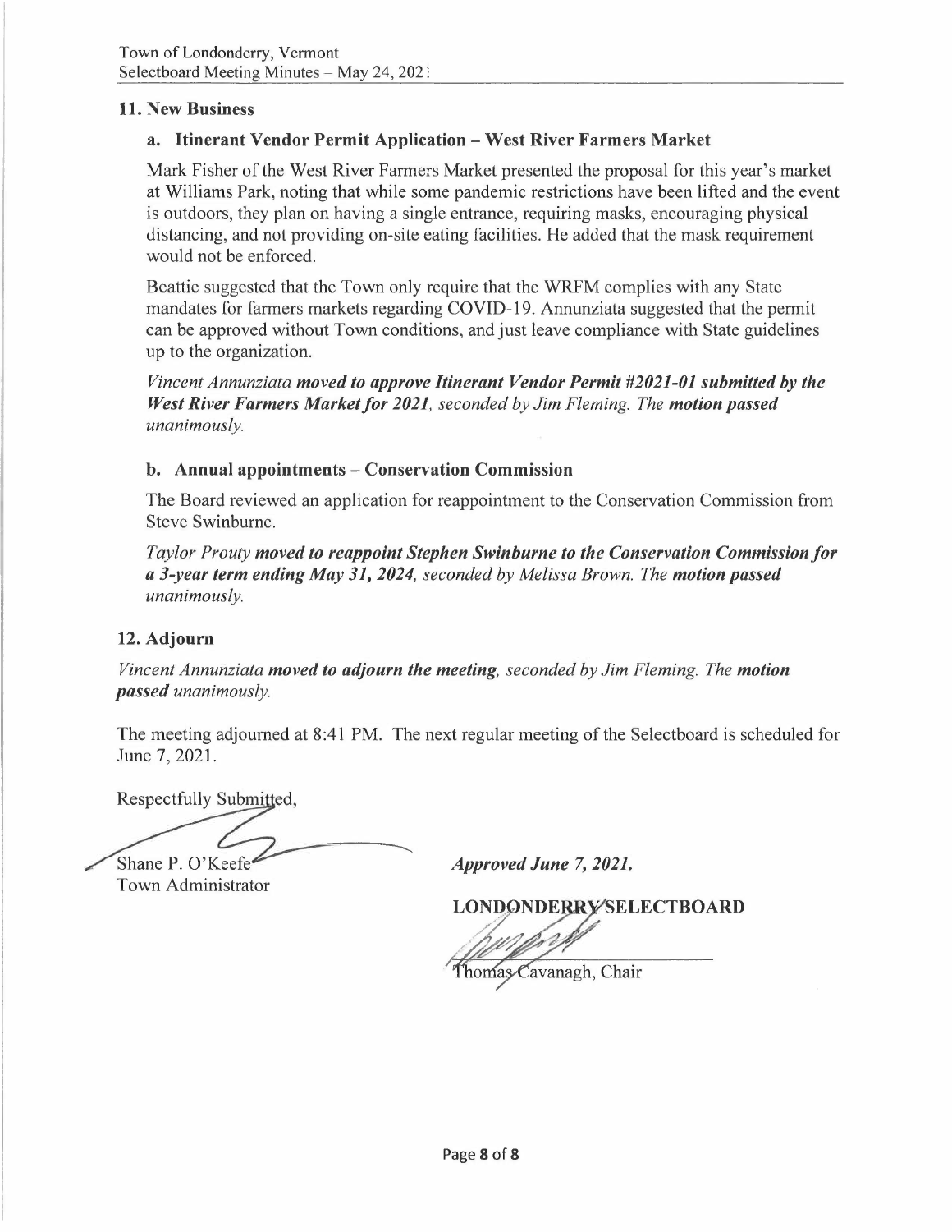## 11. New Business

### a. Itinerant Vendor Permit Application – West River Farmers Market

Mark Fisher of the West River Farmers Market presented the proposal for this year's market at Williams Park, noting that while some pandemic restrictions have been lifted and the event is outdoors, they plan on having a single entrance, requiring masks, encouraging physical distancing, and not providing on-site eating facilities. He added that the mask requirement would not be enforced.

Beattie suggested that the Town only require that the WRFM complies with any State mandates for farmers markets regarding COVID-19. Annunziata suggested that the permit can be approved without Town conditions, and just leave compliance with State guidelines up to the organization.

*Vincent Annunziata* ***moved to approve Itinerant Vendor Permit #2021-01 submitted by the West River Farmers Market for 2021****, seconded by Jim Fleming. The* ***motion passed*** *unanimously.*

### b. Annual appointments – Conservation Commission

The Board reviewed an application for reappointment to the Conservation Commission from Steve Swinburne.

*Taylor Prouty* ***moved to reappoint Stephen Swinburne to the Conservation Commission for a 3-year term ending May 31, 2024****, seconded by Melissa Brown. The* ***motion passed*** *unanimously.*

## 12. Adjourn

*Vincent Annunziata* ***moved to adjourn the meeting****, seconded by Jim Fleming. The* ***motion passed*** *unanimously.*

The meeting adjourned at 8:41 PM. The next regular meeting of the Selectboard is scheduled for June 7, 2021.

Respectfully Submitted,

Shane P. O'Keefe
Town Administrator

***Approved June 7, 2021.***

**LONDONDERRY SELECTBOARD**

Thomas Cavanagh, Chair